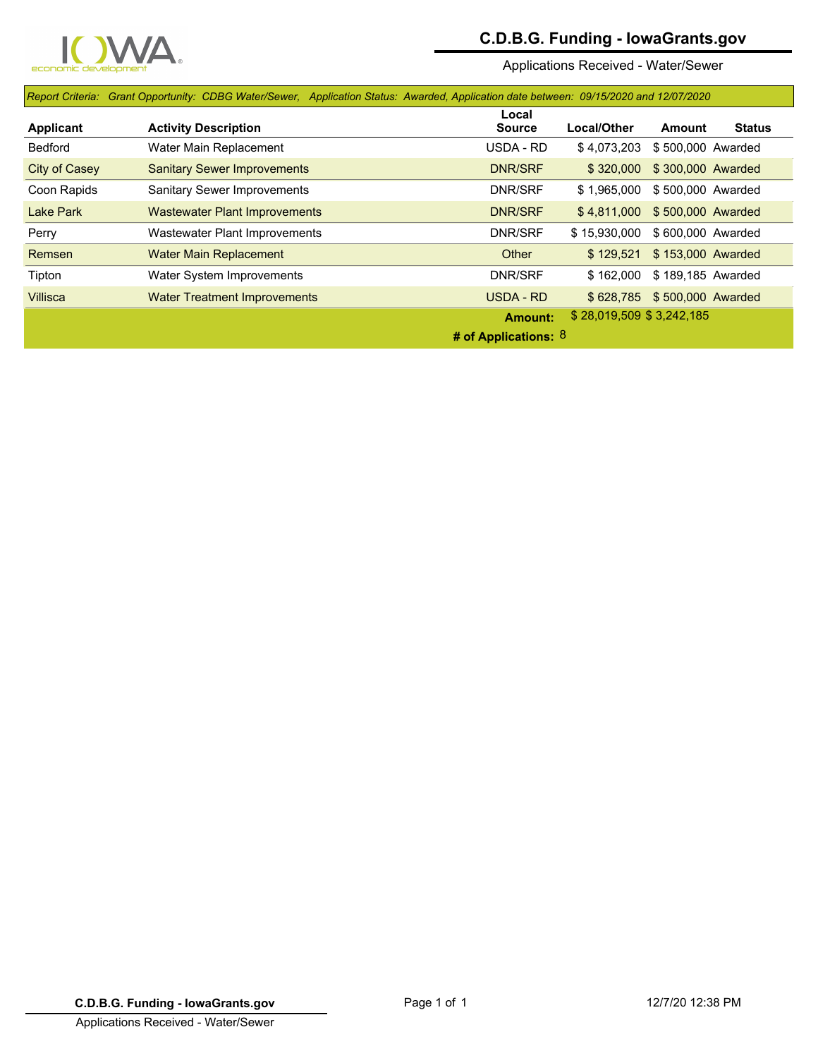# C.D.B.G. Funding - IowaGrants.gov

Applications Received - Water/Sewer

*Report Criteria: Grant Opportunity: CDBG Water/Sewer, Application Status: Awarded, Application date between: 09/15/2020 and 12/07/2020*

| Applicant | Activity Description | Local Source | Local/Other | Amount | Status |
|---|---|---|---|---|---|
| Bedford | Water Main Replacement | USDA - RD | $ 4,073,203 | $ 500,000 | Awarded |
| City of Casey | Sanitary Sewer Improvements | DNR/SRF | $ 320,000 | $ 300,000 | Awarded |
| Coon Rapids | Sanitary Sewer Improvements | DNR/SRF | $ 1,965,000 | $ 500,000 | Awarded |
| Lake Park | Wastewater Plant Improvements | DNR/SRF | $ 4,811,000 | $ 500,000 | Awarded |
| Perry | Wastewater Plant Improvements | DNR/SRF | $ 15,930,000 | $ 600,000 | Awarded |
| Remsen | Water Main Replacement | Other | $ 129,521 | $ 153,000 | Awarded |
| Tipton | Water System Improvements | DNR/SRF | $ 162,000 | $ 189,185 | Awarded |
| Villisca | Water Treatment Improvements | USDA - RD | $ 628,785 | $ 500,000 | Awarded |
| | | **Amount:** | $ 28,019,509 | $ 3,242,185 | |
| | | **# of Applications:** | 8 | | |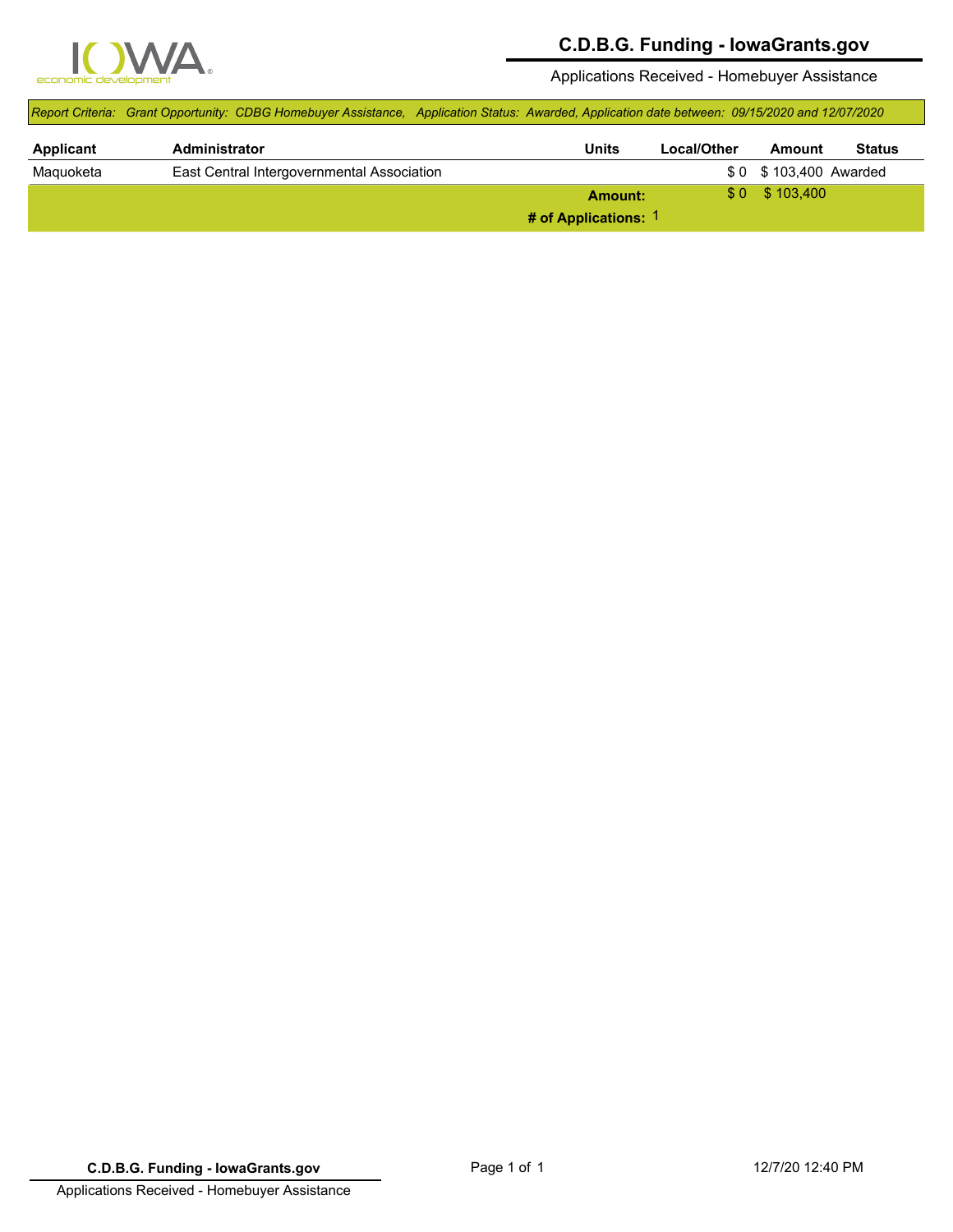# C.D.B.G. Funding - IowaGrants.gov

Applications Received - Homebuyer Assistance

*Report Criteria: Grant Opportunity: CDBG Homebuyer Assistance, Application Status: Awarded, Application date between: 09/15/2020 and 12/07/2020*

| Applicant | Administrator | Units | Local/Other | Amount | Status |
|---|---|---|---|---|---|
| Maquoketa | East Central Intergovernmental Association | | $ 0 | $ 103,400 | Awarded |
| | | **Amount:** | $ 0 | $ 103,400 | |
| | | **# of Applications:** 1 | | | |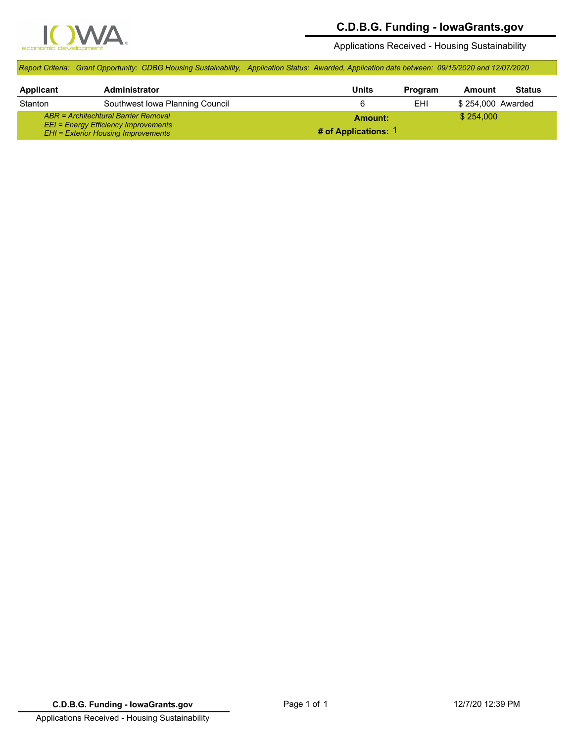# C.D.B.G. Funding - IowaGrants.gov

Applications Received - Housing Sustainability

*Report Criteria: Grant Opportunity: CDBG Housing Sustainability, Application Status: Awarded, Application date between: 09/15/2020 and 12/07/2020*

| Applicant | Administrator | Units | Program | Amount | Status |
|---|---|---|---|---|---|
| Stanton | Southwest Iowa Planning Council | 6 | EHI | $ 254,000 | Awarded |
| | | **Amount:** | | $ 254,000 | |
| | | **# of Applications:** 1 | | | |

*ABR = Architechtural Barrier Removal*
*EEI = Energy Efficiency Improvements*
*EHI = Exterior Housing Improvements*

12/7/20 12:39 PM